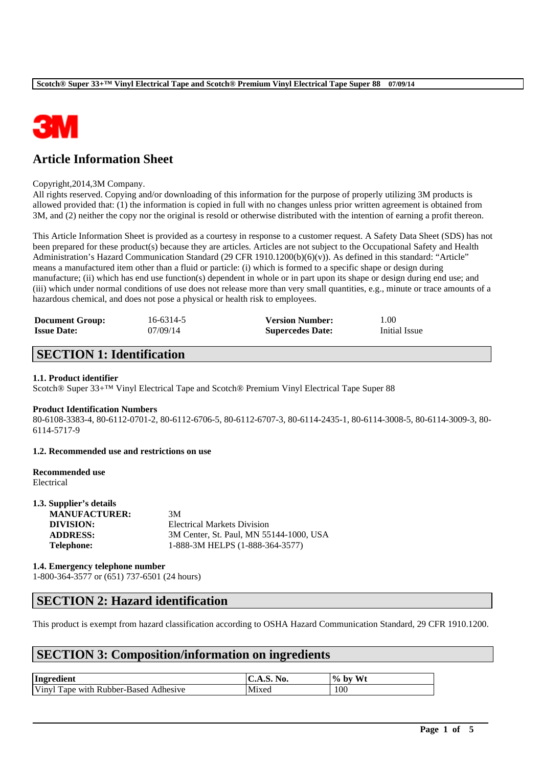3M

# Article Information Sheet

Copyright,2014,3M Company.
All rights reserved. Copying and/or downloading of this information for the purpose of properly utilizing 3M products is allowed provided that: (1) the information is copied in full with no changes unless prior written agreement is obtained from 3M, and (2) neither the copy nor the original is resold or otherwise distributed with the intention of earning a profit thereon.

This Article Information Sheet is provided as a courtesy in response to a customer request. A Safety Data Sheet (SDS) has not been prepared for these product(s) because they are articles. Articles are not subject to the Occupational Safety and Health Administration's Hazard Communication Standard (29 CFR 1910.1200(b)(6)(v)). As defined in this standard: "Article" means a manufactured item other than a fluid or particle: (i) which is formed to a specific shape or design during manufacture; (ii) which has end use function(s) dependent in whole or in part upon its shape or design during end use; and (iii) which under normal conditions of use does not release more than very small quantities, e.g., minute or trace amounts of a hazardous chemical, and does not pose a physical or health risk to employees.

| | | | |
|---|---|---|---|
| **Document Group:** | 16-6314-5 | **Version Number:** | 1.00 |
| **Issue Date:** | 07/09/14 | **Supercedes Date:** | Initial Issue |

## SECTION 1: Identification

**1.1. Product identifier**
Scotch® Super 33+™ Vinyl Electrical Tape and Scotch® Premium Vinyl Electrical Tape Super 88

**Product Identification Numbers**
80-6108-3383-4, 80-6112-0701-2, 80-6112-6706-5, 80-6112-6707-3, 80-6114-2435-1, 80-6114-3008-5, 80-6114-3009-3, 80-6114-5717-9

**1.2. Recommended use and restrictions on use**

**Recommended use**
Electrical

**1.3. Supplier's details**

| | |
|---|---|
| **MANUFACTURER:** | 3M |
| **DIVISION:** | Electrical Markets Division |
| **ADDRESS:** | 3M Center, St. Paul, MN 55144-1000, USA |
| **Telephone:** | 1-888-3M HELPS (1-888-364-3577) |

**1.4. Emergency telephone number**
1-800-364-3577 or (651) 737-6501 (24 hours)

## SECTION 2: Hazard identification

This product is exempt from hazard classification according to OSHA Hazard Communication Standard, 29 CFR 1910.1200.

## SECTION 3: Composition/information on ingredients

| Ingredient | C.A.S. No. | % by Wt |
|---|---|---|
| Vinyl Tape with Rubber-Based Adhesive | Mixed | 100 |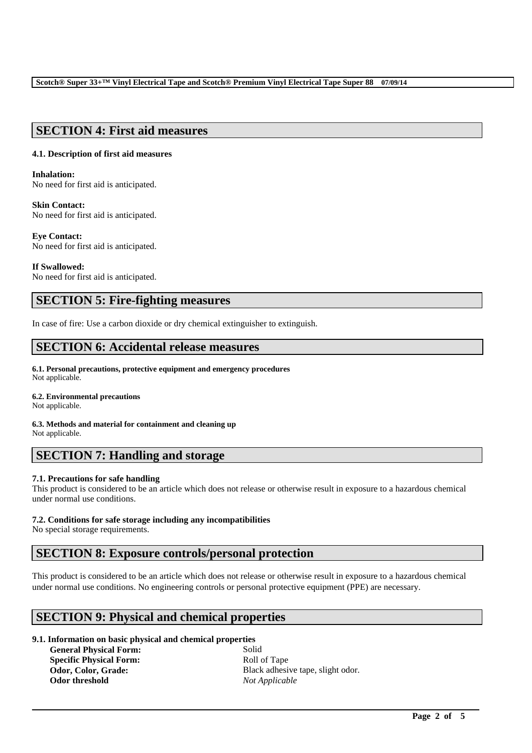## SECTION 4: First aid measures

**4.1. Description of first aid measures**

**Inhalation:**
No need for first aid is anticipated.

**Skin Contact:**
No need for first aid is anticipated.

**Eye Contact:**
No need for first aid is anticipated.

**If Swallowed:**
No need for first aid is anticipated.

## SECTION 5: Fire-fighting measures

In case of fire: Use a carbon dioxide or dry chemical extinguisher to extinguish.

## SECTION 6: Accidental release measures

**6.1. Personal precautions, protective equipment and emergency procedures**
Not applicable.

**6.2. Environmental precautions**
Not applicable.

**6.3. Methods and material for containment and cleaning up**
Not applicable.

## SECTION 7: Handling and storage

**7.1. Precautions for safe handling**
This product is considered to be an article which does not release or otherwise result in exposure to a hazardous chemical under normal use conditions.

**7.2. Conditions for safe storage including any incompatibilities**
No special storage requirements.

## SECTION 8: Exposure controls/personal protection

This product is considered to be an article which does not release or otherwise result in exposure to a hazardous chemical under normal use conditions. No engineering controls or personal protective equipment (PPE) are necessary.

## SECTION 9: Physical and chemical properties

**9.1. Information on basic physical and chemical properties**

| | |
|---|---|
| **General Physical Form:** | Solid |
| **Specific Physical Form:** | Roll of Tape |
| **Odor, Color, Grade:** | Black adhesive tape, slight odor. |
| **Odor threshold** | *Not Applicable* |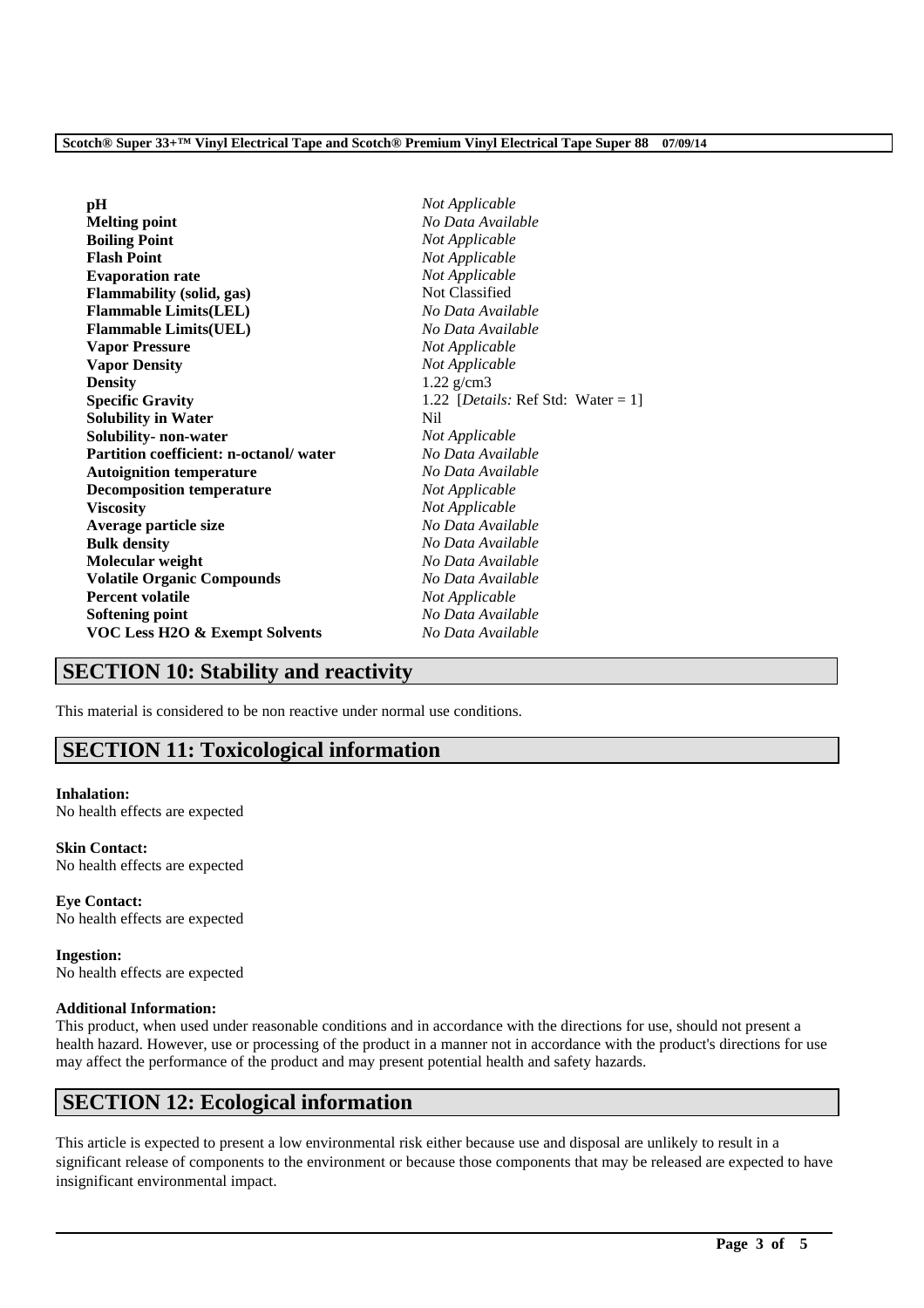| | |
|---|---|
| **pH** | *Not Applicable* |
| **Melting point** | *No Data Available* |
| **Boiling Point** | *Not Applicable* |
| **Flash Point** | *Not Applicable* |
| **Evaporation rate** | *Not Applicable* |
| **Flammability (solid, gas)** | Not Classified |
| **Flammable Limits(LEL)** | *No Data Available* |
| **Flammable Limits(UEL)** | *No Data Available* |
| **Vapor Pressure** | *Not Applicable* |
| **Vapor Density** | *Not Applicable* |
| **Density** | 1.22 g/cm3 |
| **Specific Gravity** | 1.22 [*Details:* Ref Std: Water = 1] |
| **Solubility in Water** | Nil |
| **Solubility- non-water** | *Not Applicable* |
| **Partition coefficient: n-octanol/ water** | *No Data Available* |
| **Autoignition temperature** | *No Data Available* |
| **Decomposition temperature** | *Not Applicable* |
| **Viscosity** | *Not Applicable* |
| **Average particle size** | *No Data Available* |
| **Bulk density** | *No Data Available* |
| **Molecular weight** | *No Data Available* |
| **Volatile Organic Compounds** | *No Data Available* |
| **Percent volatile** | *Not Applicable* |
| **Softening point** | *No Data Available* |
| **VOC Less H2O & Exempt Solvents** | *No Data Available* |

## SECTION 10: Stability and reactivity

This material is considered to be non reactive under normal use conditions.

## SECTION 11: Toxicological information

**Inhalation:**
No health effects are expected

**Skin Contact:**
No health effects are expected

**Eye Contact:**
No health effects are expected

**Ingestion:**
No health effects are expected

**Additional Information:**
This product, when used under reasonable conditions and in accordance with the directions for use, should not present a health hazard. However, use or processing of the product in a manner not in accordance with the product's directions for use may affect the performance of the product and may present potential health and safety hazards.

## SECTION 12: Ecological information

This article is expected to present a low environmental risk either because use and disposal are unlikely to result in a significant release of components to the environment or because those components that may be released are expected to have insignificant environmental impact.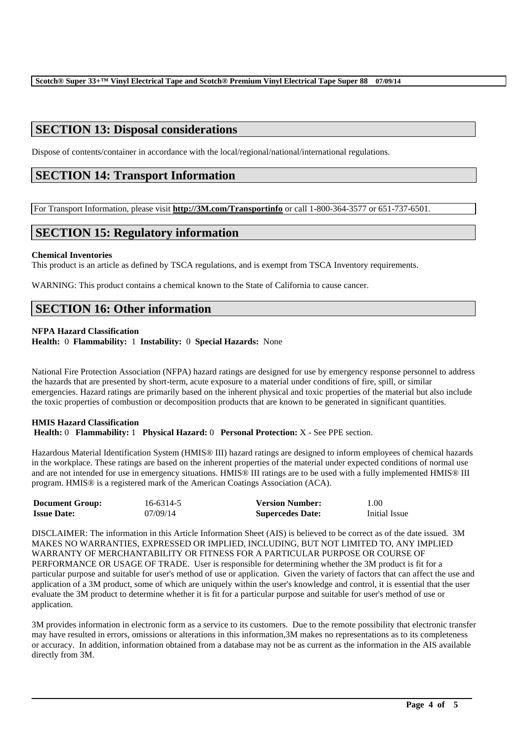## SECTION 13: Disposal considerations

Dispose of contents/container in accordance with the local/regional/national/international regulations.

## SECTION 14: Transport Information

For Transport Information, please visit **http://3M.com/Transportinfo** or call 1-800-364-3577 or 651-737-6501.

## SECTION 15: Regulatory information

**Chemical Inventories**

This product is an article as defined by TSCA regulations, and is exempt from TSCA Inventory requirements.

WARNING: This product contains a chemical known to the State of California to cause cancer.

## SECTION 16: Other information

**NFPA Hazard Classification**

**Health:** 0 **Flammability:** 1 **Instability:** 0 **Special Hazards:** None

National Fire Protection Association (NFPA) hazard ratings are designed for use by emergency response personnel to address the hazards that are presented by short-term, acute exposure to a material under conditions of fire, spill, or similar emergencies. Hazard ratings are primarily based on the inherent physical and toxic properties of the material but also include the toxic properties of combustion or decomposition products that are known to be generated in significant quantities.

**HMIS Hazard Classification**

**Health:** 0 **Flammability:** 1 **Physical Hazard:** 0 **Personal Protection:** X - See PPE section.

Hazardous Material Identification System (HMIS® III) hazard ratings are designed to inform employees of chemical hazards in the workplace. These ratings are based on the inherent properties of the material under expected conditions of normal use and are not intended for use in emergency situations. HMIS® III ratings are to be used with a fully implemented HMIS® III program. HMIS® is a registered mark of the American Coatings Association (ACA).

| | | | |
|---|---|---|---|
| **Document Group:** | 16-6314-5 | **Version Number:** | 1.00 |
| **Issue Date:** | 07/09/14 | **Supercedes Date:** | Initial Issue |

DISCLAIMER: The information in this Article Information Sheet (AIS) is believed to be correct as of the date issued. 3M MAKES NO WARRANTIES, EXPRESSED OR IMPLIED, INCLUDING, BUT NOT LIMITED TO, ANY IMPLIED WARRANTY OF MERCHANTABILITY OR FITNESS FOR A PARTICULAR PURPOSE OR COURSE OF PERFORMANCE OR USAGE OF TRADE. User is responsible for determining whether the 3M product is fit for a particular purpose and suitable for user's method of use or application. Given the variety of factors that can affect the use and application of a 3M product, some of which are uniquely within the user's knowledge and control, it is essential that the user evaluate the 3M product to determine whether it is fit for a particular purpose and suitable for user's method of use or application.

3M provides information in electronic form as a service to its customers. Due to the remote possibility that electronic transfer may have resulted in errors, omissions or alterations in this information,3M makes no representations as to its completeness or accuracy. In addition, information obtained from a database may not be as current as the information in the AIS available directly from 3M.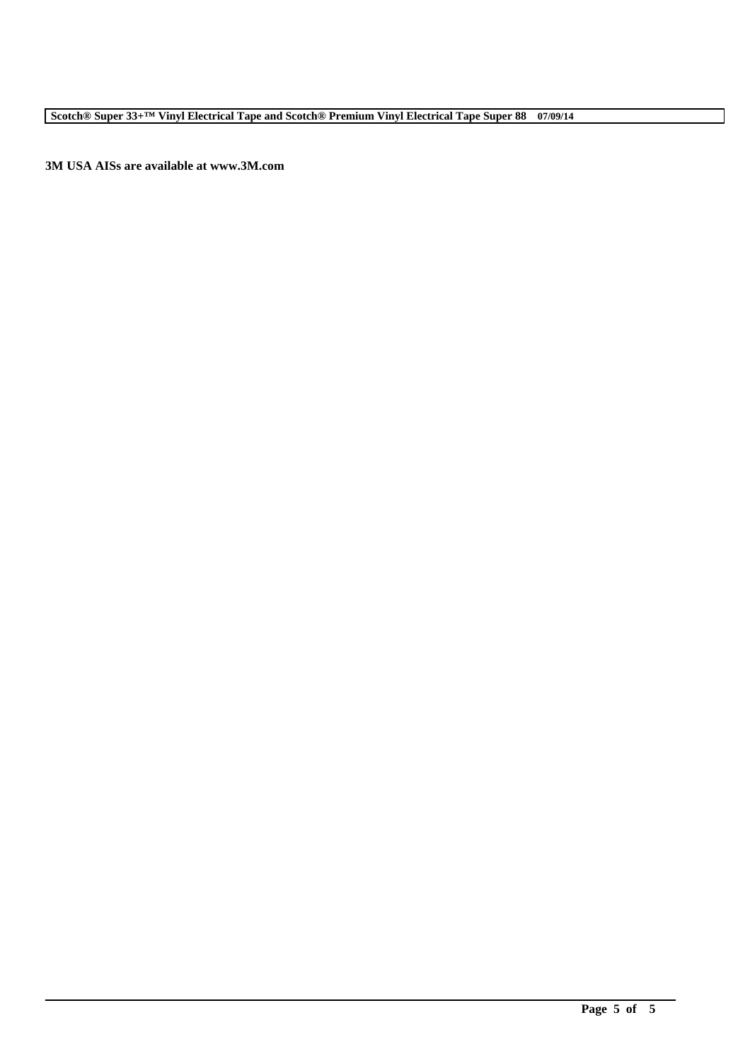**3M USA AISs are available at www.3M.com**